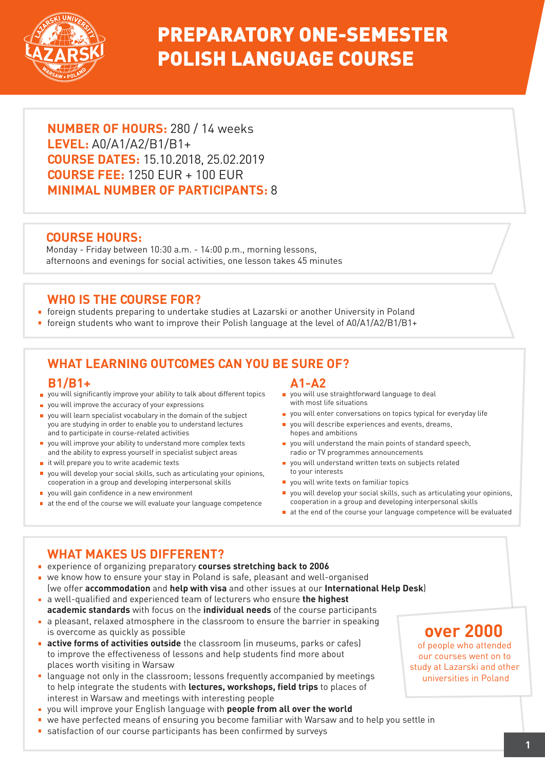# PREPARATORY ONE-SEMESTER POLISH LANGUAGE COURSE

**NUMBER OF HOURS:** 280 / 14 weeks
**LEVEL:** A0/A1/A2/B1/B1+
**COURSE DATES:** 15.10.2018, 25.02.2019
**COURSE FEE:** 1250 EUR + 100 EUR
**MINIMAL NUMBER OF PARTICIPANTS:** 8

## COURSE HOURS:

Monday - Friday between 10:30 a.m. - 14:00 p.m., morning lessons, afternoons and evenings for social activities, one lesson takes 45 minutes

## WHO IS THE COURSE FOR?

- foreign students preparing to undertake studies at Lazarski or another University in Poland
- foreign students who want to improve their Polish language at the level of A0/A1/A2/B1/B1+

## WHAT LEARNING OUTCOMES CAN YOU BE SURE OF?

### B1/B1+

- you will significantly improve your ability to talk about different topics
- you will improve the accuracy of your expressions
- you will learn specialist vocabulary in the domain of the subject you are studying in order to enable you to understand lectures and to participate in course-related activities
- you will improve your ability to understand more complex texts and the ability to express yourself in specialist subject areas
- it will prepare you to write academic texts
- you will develop your social skills, such as articulating your opinions, cooperation in a group and developing interpersonal skills
- you will gain confidence in a new environment
- at the end of the course we will evaluate your language competence

### A1-A2

- you will use straightforward language to deal with most life situations
- you will enter conversations on topics typical for everyday life
- you will describe experiences and events, dreams, hopes and ambitions
- you will understand the main points of standard speech, radio or TV programmes announcements
- you will understand written texts on subjects related to your interests
- you will write texts on familiar topics
- you will develop your social skills, such as articulating your opinions, cooperation in a group and developing interpersonal skills
- at the end of the course your language competence will be evaluated

## WHAT MAKES US DIFFERENT?

- experience of organizing preparatory **courses stretching back to 2006**
- we know how to ensure your stay in Poland is safe, pleasant and well-organised (we offer **accommodation** and **help with visa** and other issues at our **International Help Desk**)
- a well-qualified and experienced team of lecturers who ensure **the highest academic standards** with focus on the **individual needs** of the course participants
- a pleasant, relaxed atmosphere in the classroom to ensure the barrier in speaking is overcome as quickly as possible
- **active forms of activities outside** the classroom (in museums, parks or cafes) to improve the effectiveness of lessons and help students find more about places worth visiting in Warsaw
- language not only in the classroom; lessons frequently accompanied by meetings to help integrate the students with **lectures, workshops, field trips** to places of interest in Warsaw and meetings with interesting people
- you will improve your English language with **people from all over the world**
- we have perfected means of ensuring you become familiar with Warsaw and to help you settle in
- satisfaction of our course participants has been confirmed by surveys

**over 2000** of people who attended our courses went on to study at Lazarski and other universities in Poland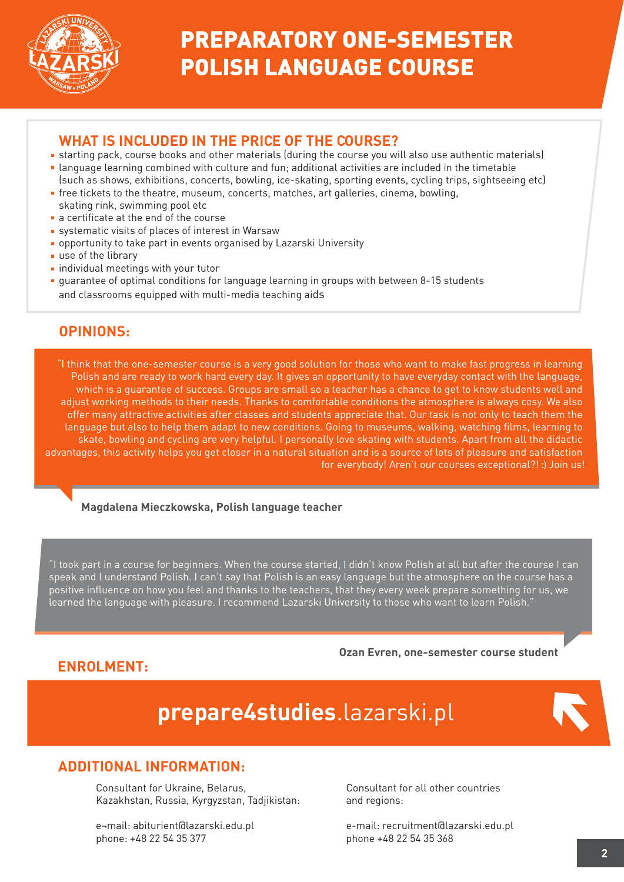# PREPARATORY ONE-SEMESTER POLISH LANGUAGE COURSE

## WHAT IS INCLUDED IN THE PRICE OF THE COURSE?

- starting pack, course books and other materials (during the course you will also use authentic materials)
- language learning combined with culture and fun; additional activities are included in the timetable (such as shows, exhibitions, concerts, bowling, ice-skating, sporting events, cycling trips, sightseeing etc)
- free tickets to the theatre, museum, concerts, matches, art galleries, cinema, bowling, skating rink, swimming pool etc
- a certificate at the end of the course
- systematic visits of places of interest in Warsaw
- opportunity to take part in events organised by Lazarski University
- use of the library
- individual meetings with your tutor
- guarantee of optimal conditions for language learning in groups with between 8-15 students and classrooms equipped with multi-media teaching aids

## OPINIONS:

"I think that the one-semester course is a very good solution for those who want to make fast progress in learning Polish and are ready to work hard every day. It gives an opportunity to have everyday contact with the language, which is a guarantee of success. Groups are small so a teacher has a chance to get to know students well and adjust working methods to their needs. Thanks to comfortable conditions the atmosphere is always cosy. We also offer many attractive activities after classes and students appreciate that. Our task is not only to teach them the language but also to help them adapt to new conditions. Going to museums, walking, watching films, learning to skate, bowling and cycling are very helpful. I personally love skating with students. Apart from all the didactic advantages, this activity helps you get closer in a natural situation and is a source of lots of pleasure and satisfaction for everybody! Aren't our courses exceptional?! :) Join us!

**Magdalena Mieczkowska, Polish language teacher**

"I took part in a course for beginners. When the course started, I didn't know Polish at all but after the course I can speak and I understand Polish. I can't say that Polish is an easy language but the atmosphere on the course has a positive influence on how you feel and thanks to the teachers, that they every week prepare something for us, we learned the language with pleasure. I recommend Lazarski University to those who want to learn Polish."

**Ozan Evren, one-semester course student**

## ENROLMENT:

**prepare4studies**.lazarski.pl

## ADDITIONAL INFORMATION:

Consultant for Ukraine, Belarus, Kazakhstan, Russia, Kyrgyzstan, Tadjikistan:

e-mail: abiturient@lazarski.edu.pl
phone: +48 22 54 35 377

Consultant for all other countries and regions:

e-mail: recruitment@lazarski.edu.pl
phone +48 22 54 35 368